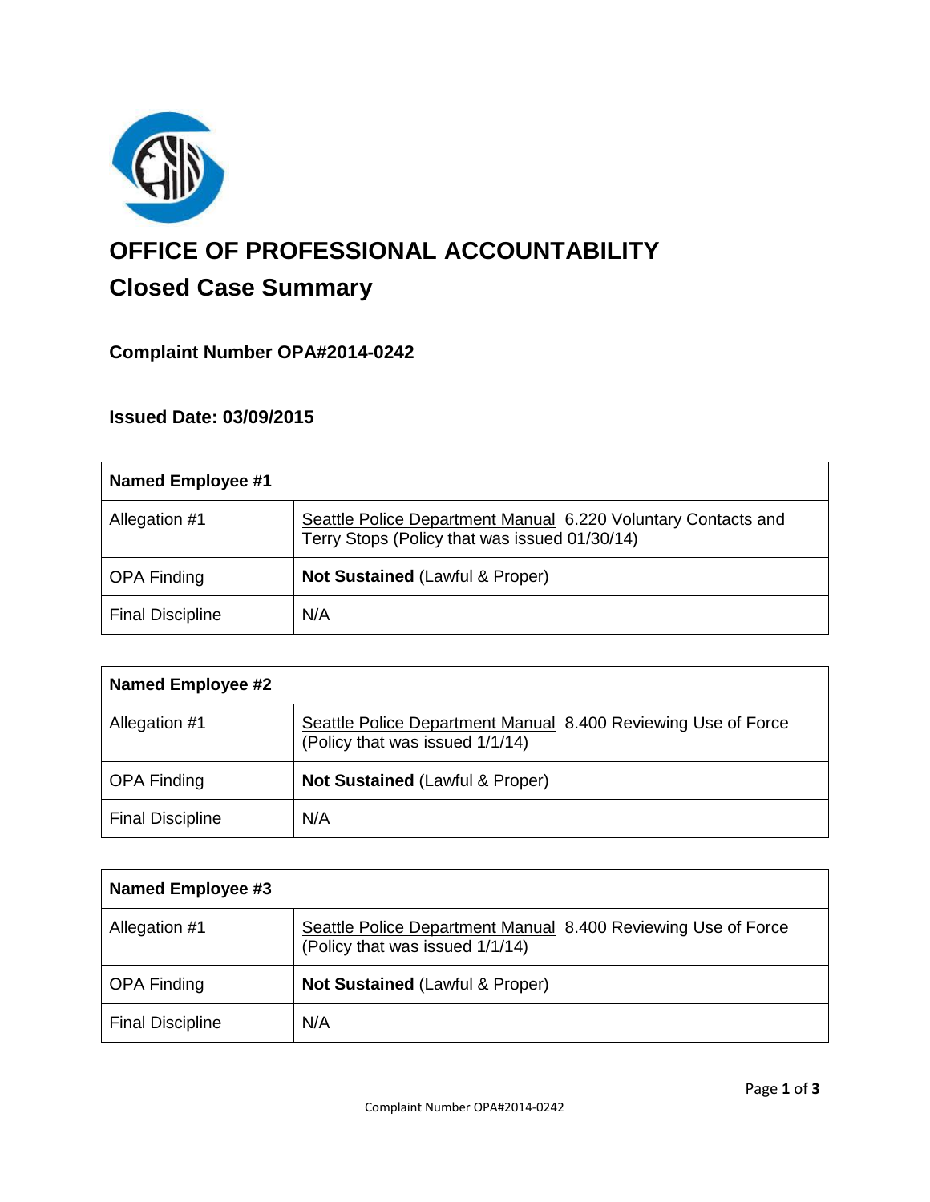# OFFICE OF PROFESSIONAL ACCOUNTABILITY

## Closed Case Summary

### Complaint Number OPA#2014-0242

### Issued Date: 03/09/2015

| Named Employee #1 | |
|---|---|
| Allegation #1 | Seattle Police Department Manual 6.220 Voluntary Contacts and Terry Stops (Policy that was issued 01/30/14) |
| OPA Finding | **Not Sustained** (Lawful & Proper) |
| Final Discipline | N/A |

| Named Employee #2 | |
|---|---|
| Allegation #1 | Seattle Police Department Manual 8.400 Reviewing Use of Force (Policy that was issued 1/1/14) |
| OPA Finding | **Not Sustained** (Lawful & Proper) |
| Final Discipline | N/A |

| Named Employee #3 | |
|---|---|
| Allegation #1 | Seattle Police Department Manual 8.400 Reviewing Use of Force (Policy that was issued 1/1/14) |
| OPA Finding | **Not Sustained** (Lawful & Proper) |
| Final Discipline | N/A |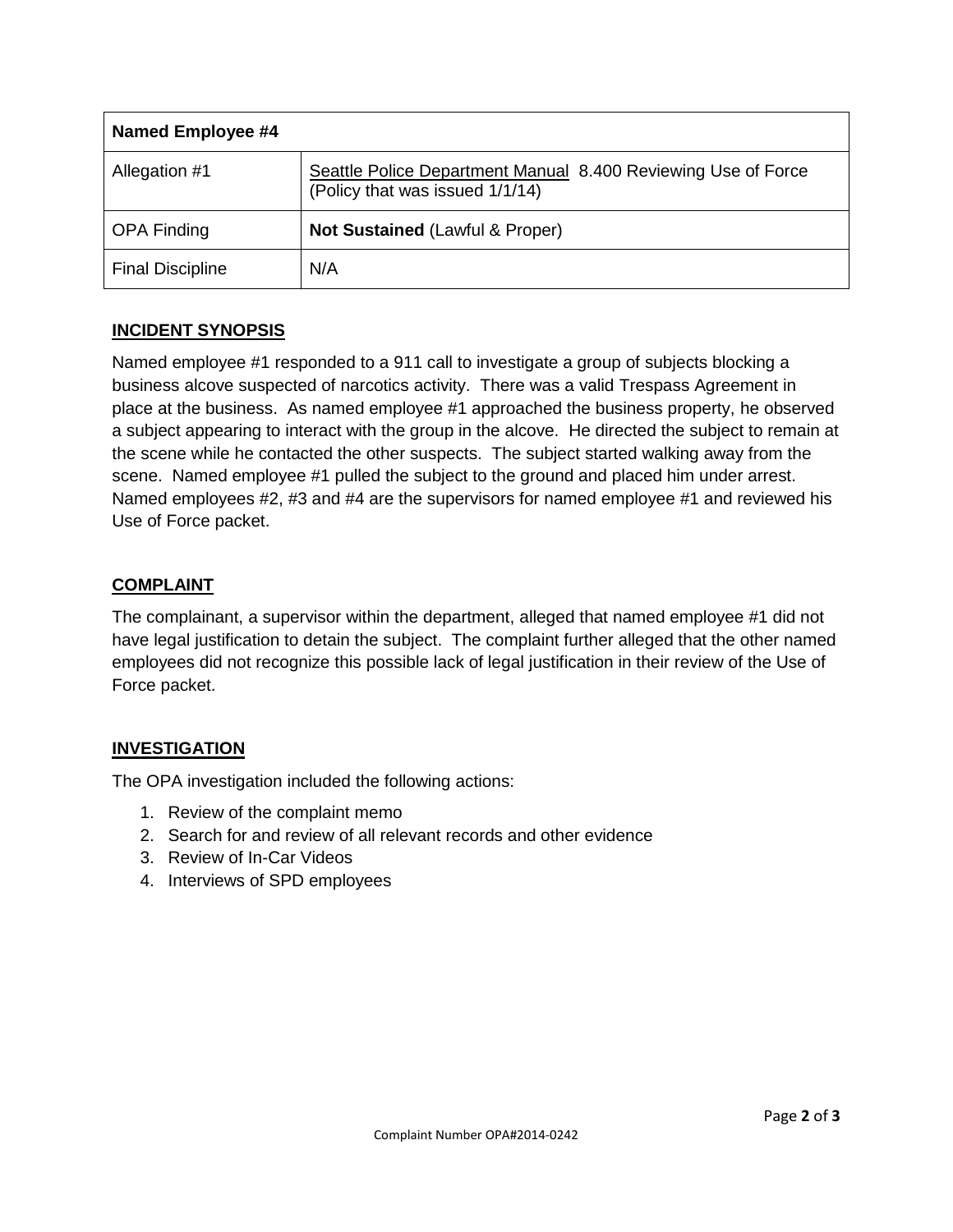| **Named Employee #4** | |
|---|---|
| Allegation #1 | Seattle Police Department Manual  8.400 Reviewing Use of Force (Policy that was issued 1/1/14) |
| OPA Finding | **Not Sustained** (Lawful & Proper) |
| Final Discipline | N/A |

## INCIDENT SYNOPSIS

Named employee #1 responded to a 911 call to investigate a group of subjects blocking a business alcove suspected of narcotics activity. There was a valid Trespass Agreement in place at the business. As named employee #1 approached the business property, he observed a subject appearing to interact with the group in the alcove. He directed the subject to remain at the scene while he contacted the other suspects. The subject started walking away from the scene. Named employee #1 pulled the subject to the ground and placed him under arrest. Named employees #2, #3 and #4 are the supervisors for named employee #1 and reviewed his Use of Force packet.

## COMPLAINT

The complainant, a supervisor within the department, alleged that named employee #1 did not have legal justification to detain the subject. The complaint further alleged that the other named employees did not recognize this possible lack of legal justification in their review of the Use of Force packet.

## INVESTIGATION

The OPA investigation included the following actions:

1. Review of the complaint memo
2. Search for and review of all relevant records and other evidence
3. Review of In-Car Videos
4. Interviews of SPD employees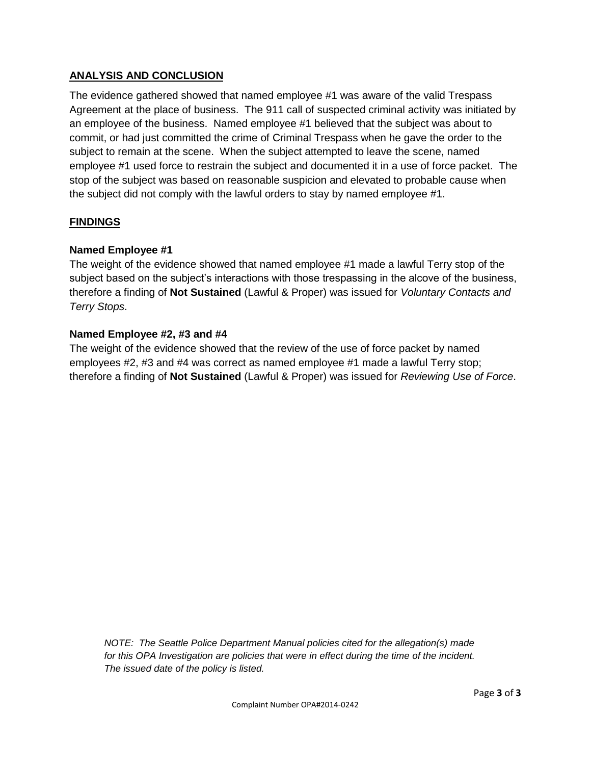## ANALYSIS AND CONCLUSION

The evidence gathered showed that named employee #1 was aware of the valid Trespass Agreement at the place of business. The 911 call of suspected criminal activity was initiated by an employee of the business. Named employee #1 believed that the subject was about to commit, or had just committed the crime of Criminal Trespass when he gave the order to the subject to remain at the scene. When the subject attempted to leave the scene, named employee #1 used force to restrain the subject and documented it in a use of force packet. The stop of the subject was based on reasonable suspicion and elevated to probable cause when the subject did not comply with the lawful orders to stay by named employee #1.

## FINDINGS

### Named Employee #1

The weight of the evidence showed that named employee #1 made a lawful Terry stop of the subject based on the subject's interactions with those trespassing in the alcove of the business, therefore a finding of **Not Sustained** (Lawful & Proper) was issued for *Voluntary Contacts and Terry Stops*.

### Named Employee #2, #3 and #4

The weight of the evidence showed that the review of the use of force packet by named employees #2, #3 and #4 was correct as named employee #1 made a lawful Terry stop; therefore a finding of **Not Sustained** (Lawful & Proper) was issued for *Reviewing Use of Force*.

*NOTE: The Seattle Police Department Manual policies cited for the allegation(s) made for this OPA Investigation are policies that were in effect during the time of the incident. The issued date of the policy is listed.*

Complaint Number OPA#2014-0242